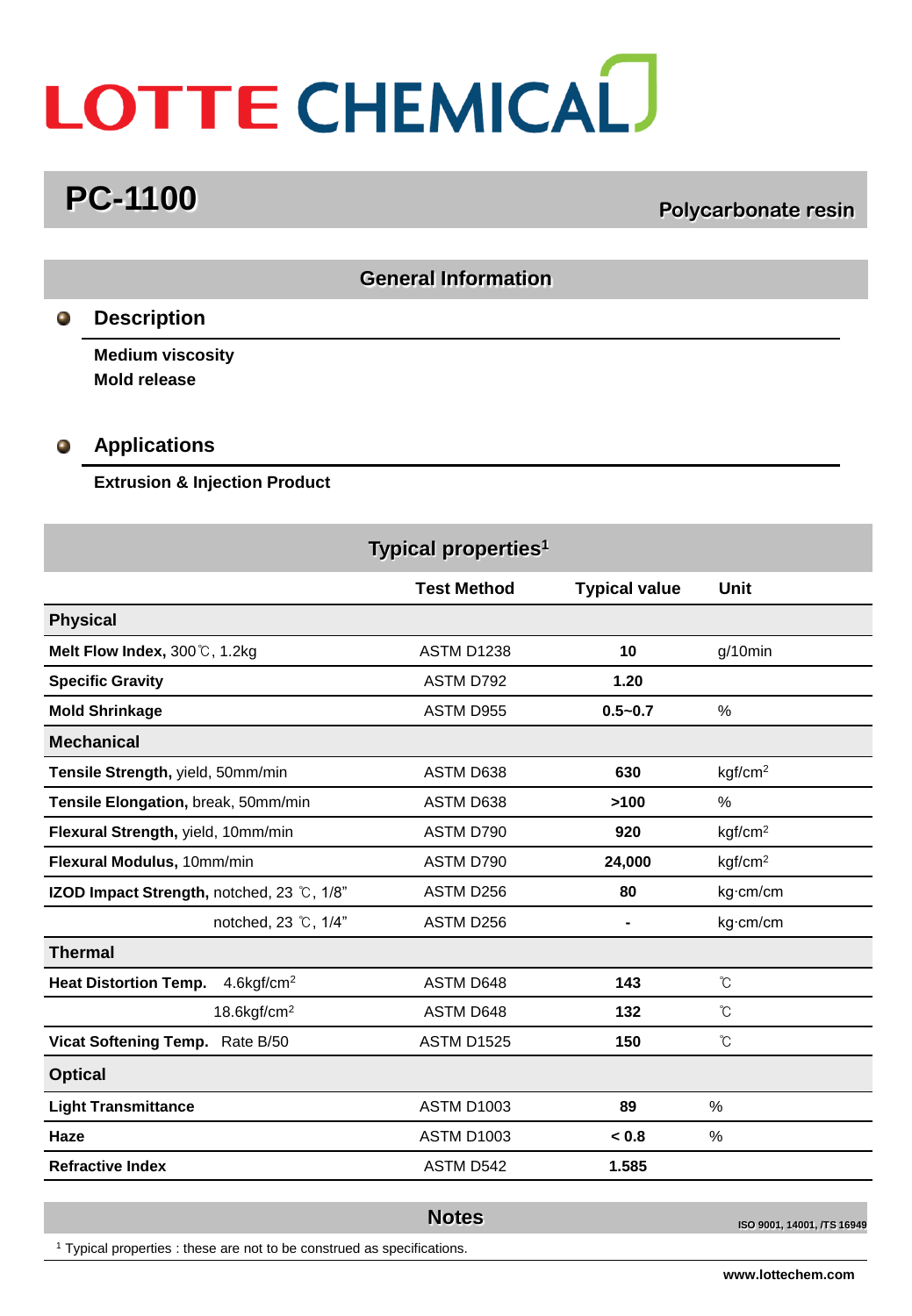# LOTTE CHEMICAL

## PC-1100

**Polycarbonate resin**

## General Information

### Description

**Medium viscosity**
**Mold release**

### Applications

**Extrusion & Injection Product**

## Typical properties[1]

| | Test Method | Typical value | Unit |
|---|---|---|---|
| **Physical** | | | |
| **Melt Flow Index,** 300℃, 1.2kg | ASTM D1238 | **10** | g/10min |
| **Specific Gravity** | ASTM D792 | **1.20** | |
| **Mold Shrinkage** | ASTM D955 | **0.5~0.7** | % |
| **Mechanical** | | | |
| **Tensile Strength,** yield, 50mm/min | ASTM D638 | **630** | $kgf/cm^2$ |
| **Tensile Elongation,** break, 50mm/min | ASTM D638 | **>100** | % |
| **Flexural Strength,** yield, 10mm/min | ASTM D790 | **920** | $kgf/cm^2$ |
| **Flexural Modulus,** 10mm/min | ASTM D790 | **24,000** | $kgf/cm^2$ |
| **IZOD Impact Strength,** notched, 23 ℃, 1/8" | ASTM D256 | **80** | kg·cm/cm |
| notched, 23 ℃, 1/4" | ASTM D256 | **-** | kg·cm/cm |
| **Thermal** | | | |
| **Heat Distortion Temp.** $4.6kgf/cm^2$ | ASTM D648 | **143** | ℃ |
| $18.6kgf/cm^2$ | ASTM D648 | **132** | ℃ |
| **Vicat Softening Temp.** Rate B/50 | ASTM D1525 | **150** | ℃ |
| **Optical** | | | |
| **Light Transmittance** | ASTM D1003 | **89** | % |
| **Haze** | ASTM D1003 | **< 0.8** | % |
| **Refractive Index** | ASTM D542 | **1.585** | |

## Notes

ISO 9001, 14001, /TS 16949

[1] Typical properties : these are not to be construed as specifications.

www.lottechem.com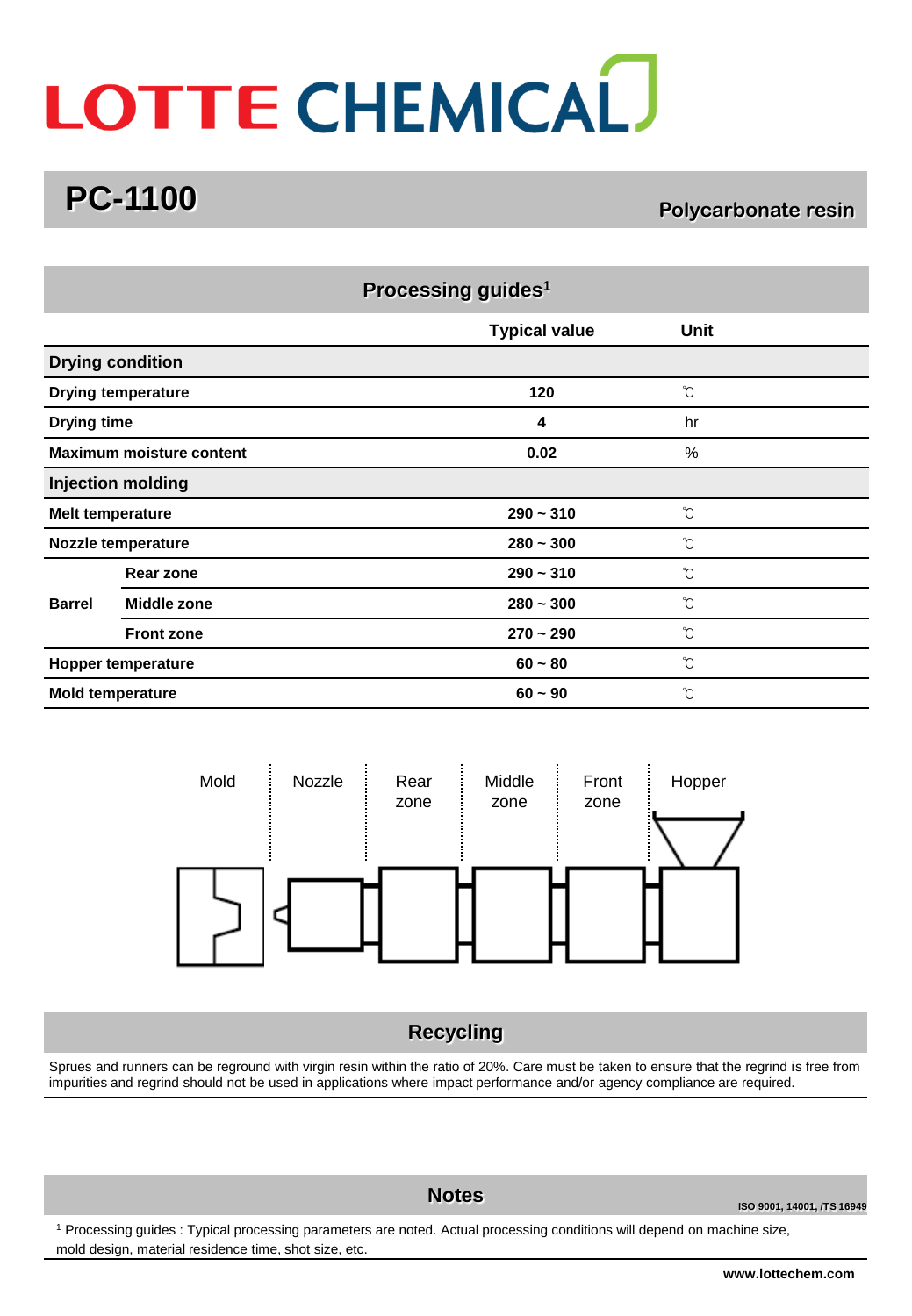# LOTTE CHEMICAL

## PC-1100

**Polycarbonate resin**

### Processing guides[1]

| | | Typical value | Unit |
|---|---|---|---|
| **Drying condition** | | | |
| **Drying temperature** | | 120 | ℃ |
| **Drying time** | | 4 | hr |
| **Maximum moisture content** | | 0.02 | % |
| **Injection molding** | | | |
| **Melt temperature** | | 290 ~ 310 | ℃ |
| **Nozzle temperature** | | 280 ~ 300 | ℃ |
| **Barrel** | **Rear zone** | 290 ~ 310 | ℃ |
| | **Middle zone** | 280 ~ 300 | ℃ |
| | **Front zone** | 270 ~ 290 | ℃ |
| **Hopper temperature** | | 60 ~ 80 | ℃ |
| **Mold temperature** | | 60 ~ 90 | ℃ |

Mold
Nozzle
Rear zone
Middle zone
Front zone
Hopper

### Recycling

Sprues and runners can be reground with virgin resin within the ratio of 20%. Care must be taken to ensure that the regrind is free from impurities and regrind should not be used in applications where impact performance and/or agency compliance are required.

### Notes

ISO 9001, 14001, /TS 16949

[1] Processing guides : Typical processing parameters are noted. Actual processing conditions will depend on machine size, mold design, material residence time, shot size, etc.

www.lottechem.com